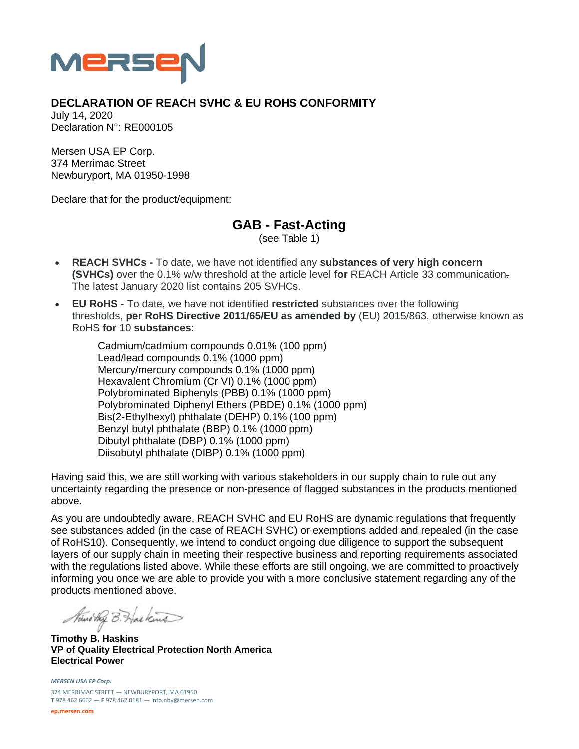**MERSEN**

## DECLARATION OF REACH SVHC & EU ROHS CONFORMITY

July 14, 2020
Declaration N°: RE000105

Mersen USA EP Corp.
374 Merrimac Street
Newburyport, MA 01950-1998

Declare that for the product/equipment:

### GAB - Fast-Acting

(see Table 1)

- **REACH SVHCs -** To date, we have not identified any **substances of very high concern (SVHCs)** over the 0.1% w/w threshold at the article level **for** REACH Article 33 communication. The latest January 2020 list contains 205 SVHCs.
- **EU RoHS** - To date, we have not identified **restricted** substances over the following thresholds, **per RoHS Directive 2011/65/EU as amended by** (EU) 2015/863, otherwise known as RoHS **for** 10 **substances**:

  Cadmium/cadmium compounds 0.01% (100 ppm)
  Lead/lead compounds 0.1% (1000 ppm)
  Mercury/mercury compounds 0.1% (1000 ppm)
  Hexavalent Chromium (Cr VI) 0.1% (1000 ppm)
  Polybrominated Biphenyls (PBB) 0.1% (1000 ppm)
  Polybrominated Diphenyl Ethers (PBDE) 0.1% (1000 ppm)
  Bis(2-Ethylhexyl) phthalate (DEHP) 0.1% (100 ppm)
  Benzyl butyl phthalate (BBP) 0.1% (1000 ppm)
  Dibutyl phthalate (DBP) 0.1% (1000 ppm)
  Diisobutyl phthalate (DIBP) 0.1% (1000 ppm)

Having said this, we are still working with various stakeholders in our supply chain to rule out any uncertainty regarding the presence or non-presence of flagged substances in the products mentioned above.

As you are undoubtedly aware, REACH SVHC and EU RoHS are dynamic regulations that frequently see substances added (in the case of REACH SVHC) or exemptions added and repealed (in the case of RoHS10). Consequently, we intend to conduct ongoing due diligence to support the subsequent layers of our supply chain in meeting their respective business and reporting requirements associated with the regulations listed above. While these efforts are still ongoing, we are committed to proactively informing you once we are able to provide you with a more conclusive statement regarding any of the products mentioned above.

*Timothy B. Haskins*

**Timothy B. Haskins**
**VP of Quality Electrical Protection North America**
**Electrical Power**

*MERSEN USA EP Corp.*
374 MERRIMAC STREET — NEWBURYPORT, MA 01950
**T** 978 462 6662 — **F** 978 462 0181 — info.nby@mersen.com
**ep.mersen.com**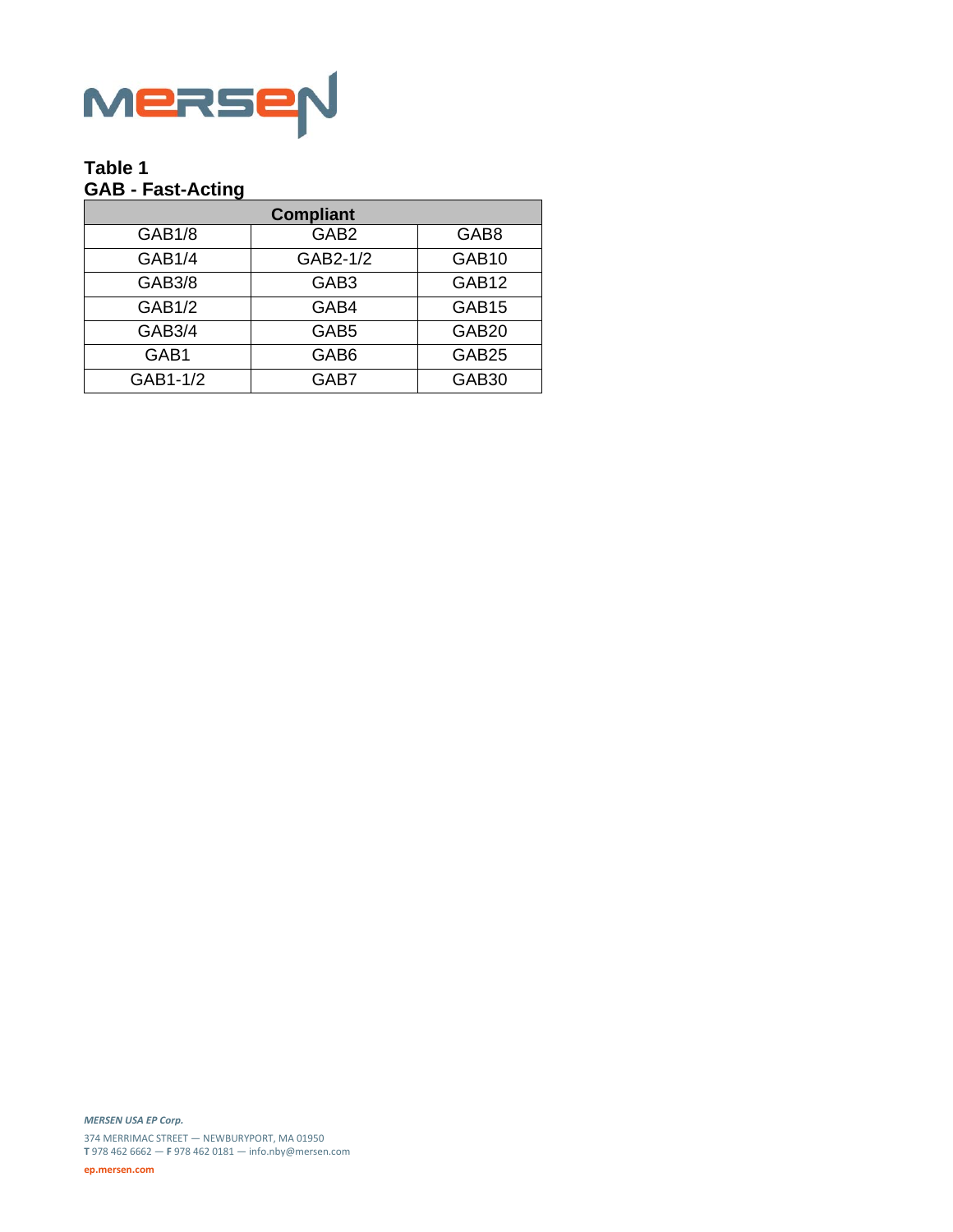**Table 1**
**GAB - Fast-Acting**

| Compliant | | |
|---|---|---|
| GAB1/8 | GAB2 | GAB8 |
| GAB1/4 | GAB2-1/2 | GAB10 |
| GAB3/8 | GAB3 | GAB12 |
| GAB1/2 | GAB4 | GAB15 |
| GAB3/4 | GAB5 | GAB20 |
| GAB1 | GAB6 | GAB25 |
| GAB1-1/2 | GAB7 | GAB30 |

*MERSEN USA EP Corp.*

374 MERRIMAC STREET — NEWBURYPORT, MA 01950
**T** 978 462 6662 — **F** 978 462 0181 — info.nby@mersen.com

**ep.mersen.com**